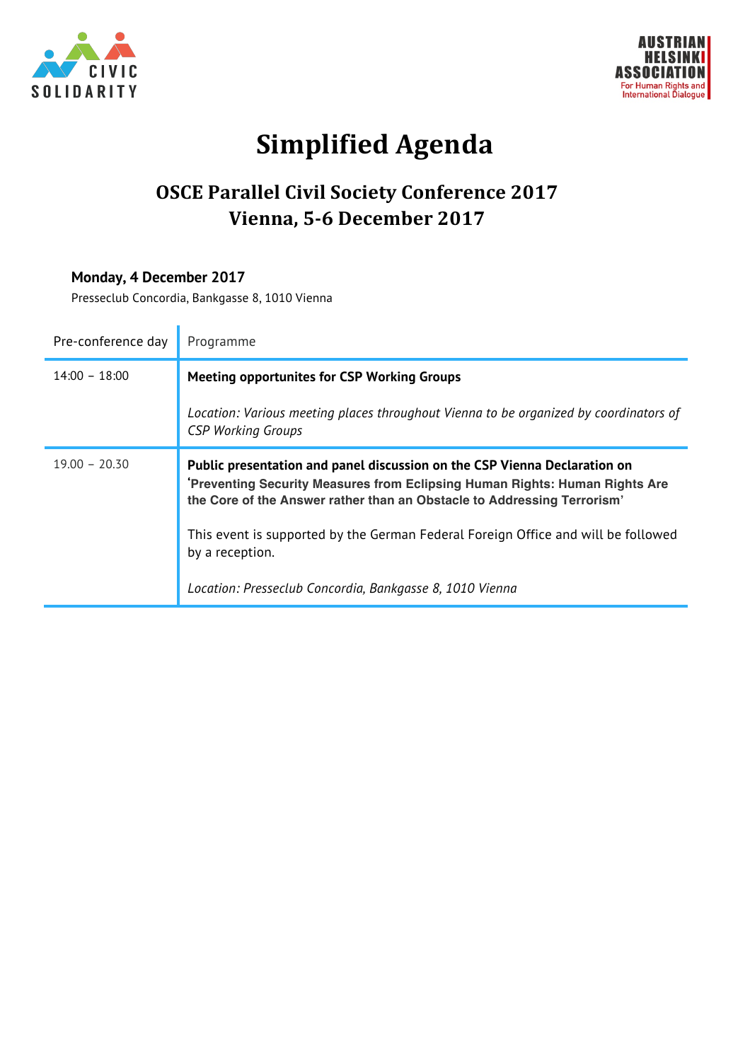# Simplified Agenda

## OSCE Parallel Civil Society Conference 2017
## Vienna, 5-6 December 2017

**Monday, 4 December 2017**

Presseclub Concordia, Bankgasse 8, 1010 Vienna

| Pre-conference day | Programme |
|---|---|
| 14:00 – 18:00 | **Meeting opportunites for CSP Working Groups**<br><br>*Location: Various meeting places throughout Vienna to be organized by coordinators of CSP Working Groups* |
| 19.00 – 20.30 | **Public presentation and panel discussion on the CSP Vienna Declaration on 'Preventing Security Measures from Eclipsing Human Rights: Human Rights Are the Core of the Answer rather than an Obstacle to Addressing Terrorism'**<br><br>This event is supported by the German Federal Foreign Office and will be followed by a reception.<br><br>*Location: Presseclub Concordia, Bankgasse 8, 1010 Vienna* |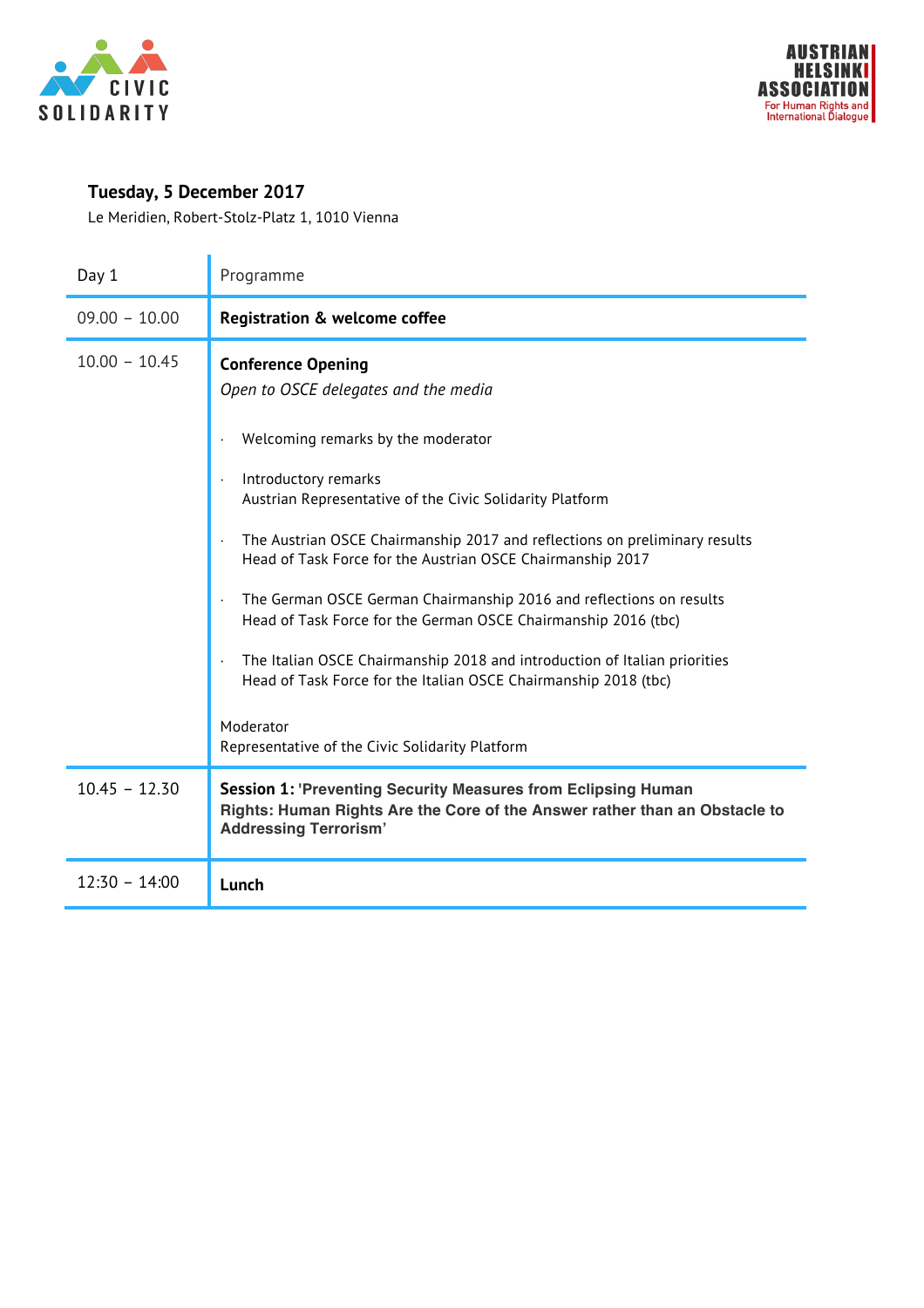## Tuesday, 5 December 2017

Le Meridien, Robert-Stolz-Platz 1, 1010 Vienna

| Day 1 | Programme |
|---|---|
| 09.00 – 10.00 | **Registration & welcome coffee** |
| 10.00 – 10.45 | **Conference Opening**<br>*Open to OSCE delegates and the media*<br><br>· Welcoming remarks by the moderator<br><br>· Introductory remarks<br>Austrian Representative of the Civic Solidarity Platform<br><br>· The Austrian OSCE Chairmanship 2017 and reflections on preliminary results<br>Head of Task Force for the Austrian OSCE Chairmanship 2017<br><br>· The German OSCE German Chairmanship 2016 and reflections on results<br>Head of Task Force for the German OSCE Chairmanship 2016 (tbc)<br><br>· The Italian OSCE Chairmanship 2018 and introduction of Italian priorities<br>Head of Task Force for the Italian OSCE Chairmanship 2018 (tbc)<br><br>Moderator<br>Representative of the Civic Solidarity Platform |
| 10.45 – 12.30 | **Session 1: 'Preventing Security Measures from Eclipsing Human Rights: Human Rights Are the Core of the Answer rather than an Obstacle to Addressing Terrorism'** |
| 12:30 – 14:00 | **Lunch** |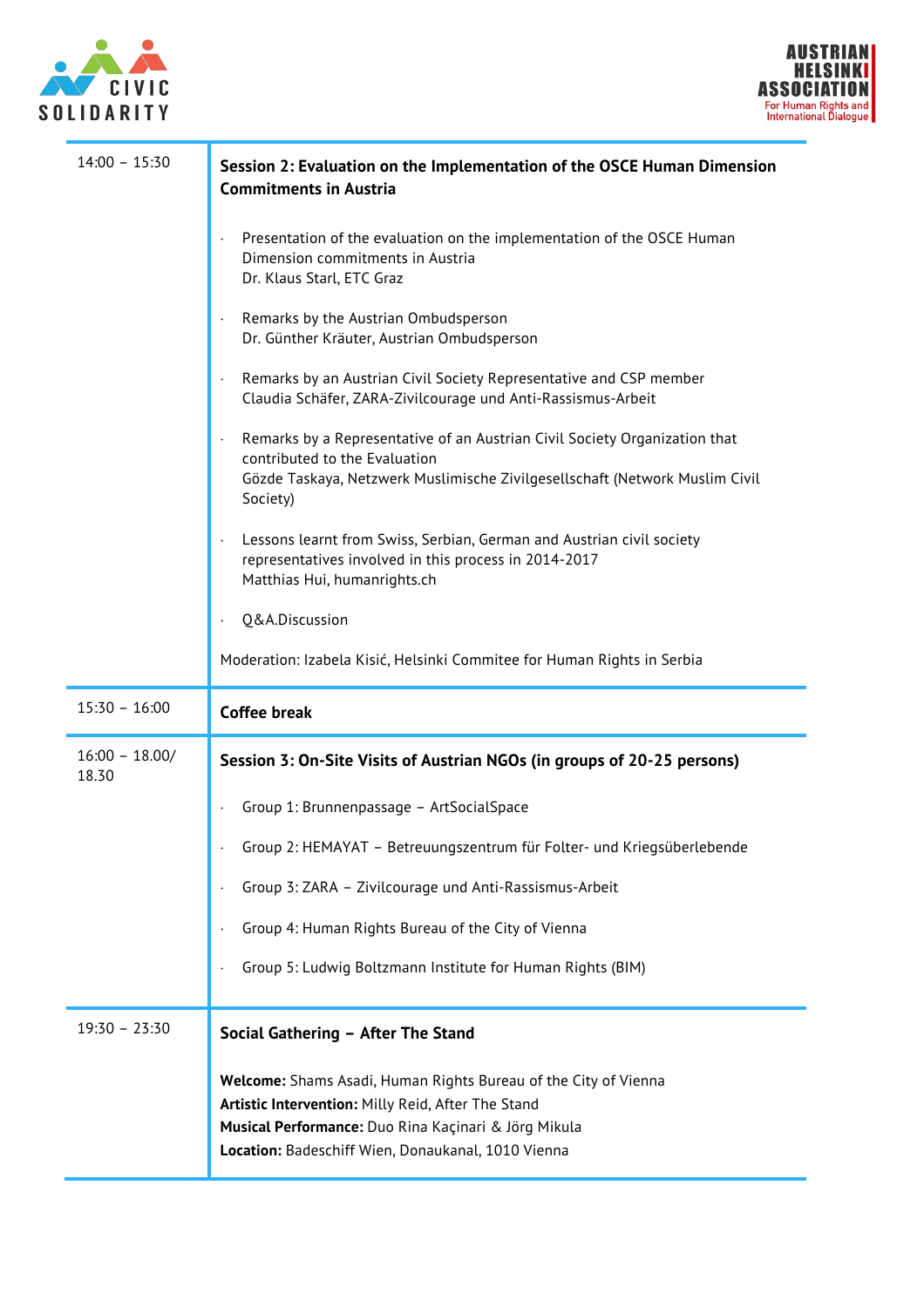| | |
|---|---|
| 14:00 – 15:30 | **Session 2: Evaluation on the Implementation of the OSCE Human Dimension Commitments in Austria**<br><br>· Presentation of the evaluation on the implementation of the OSCE Human Dimension commitments in Austria<br>Dr. Klaus Starl, ETC Graz<br><br>· Remarks by the Austrian Ombudsperson<br>Dr. Günther Kräuter, Austrian Ombudsperson<br><br>· Remarks by an Austrian Civil Society Representative and CSP member<br>Claudia Schäfer, ZARA-Zivilcourage und Anti-Rassismus-Arbeit<br><br>· Remarks by a Representative of an Austrian Civil Society Organization that contributed to the Evaluation<br>Gözde Taskaya, Netzwerk Muslimische Zivilgesellschaft (Network Muslim Civil Society)<br><br>· Lessons learnt from Swiss, Serbian, German and Austrian civil society representatives involved in this process in 2014-2017<br>Matthias Hui, humanrights.ch<br><br>· Q&A.Discussion<br><br>Moderation: Izabela Kisić, Helsinki Commitee for Human Rights in Serbia |
| 15:30 – 16:00 | **Coffee break** |
| 16:00 – 18.00/ 18.30 | **Session 3: On-Site Visits of Austrian NGOs (in groups of 20-25 persons)**<br><br>· Group 1: Brunnenpassage – ArtSocialSpace<br><br>· Group 2: HEMAYAT – Betreuungszentrum für Folter- und Kriegsüberlebende<br><br>· Group 3: ZARA – Zivilcourage und Anti-Rassismus-Arbeit<br><br>· Group 4: Human Rights Bureau of the City of Vienna<br><br>· Group 5: Ludwig Boltzmann Institute for Human Rights (BIM) |
| 19:30 – 23:30 | **Social Gathering – After The Stand**<br><br>**Welcome:** Shams Asadi, Human Rights Bureau of the City of Vienna<br>**Artistic Intervention:** Milly Reid, After The Stand<br>**Musical Performance:** Duo Rina Kaçinari & Jörg Mikula<br>**Location:** Badeschiff Wien, Donaukanal, 1010 Vienna |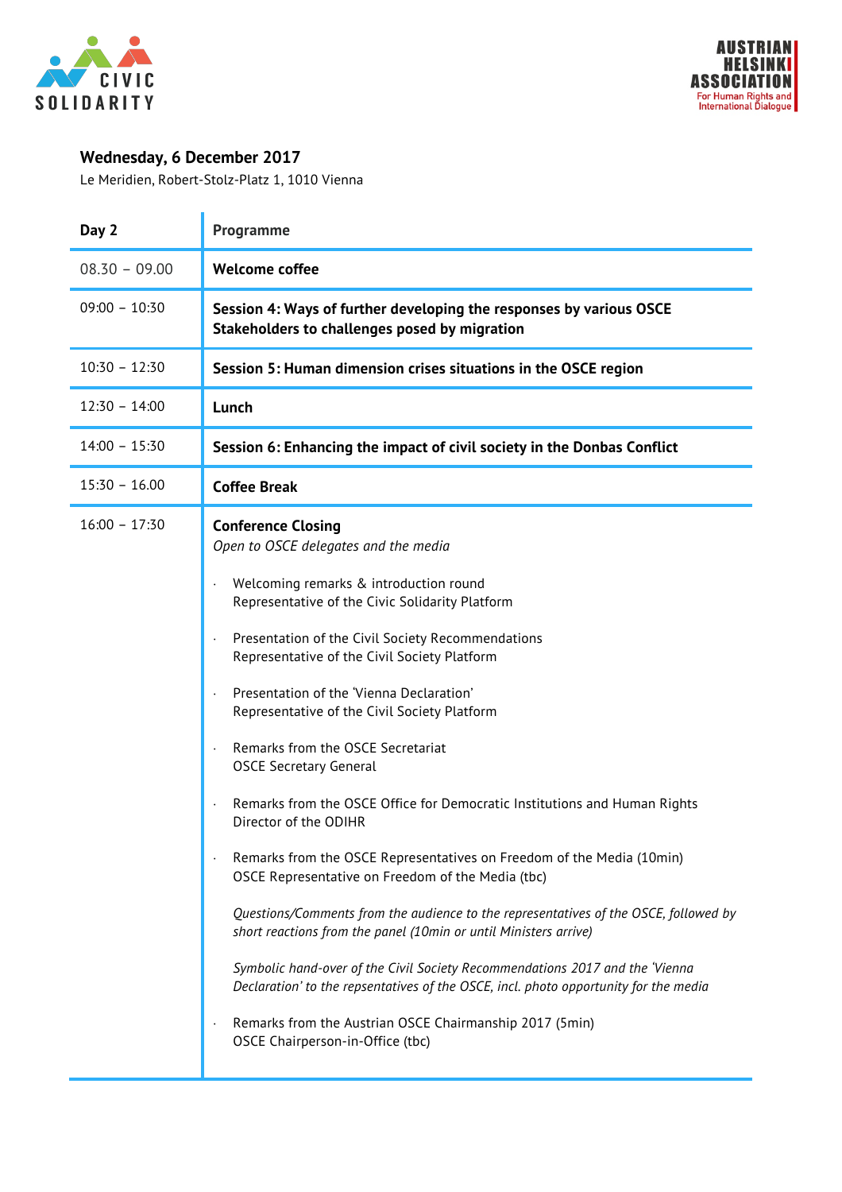## Wednesday, 6 December 2017

Le Meridien, Robert-Stolz-Platz 1, 1010 Vienna

| Day 2 | Programme |
|---|---|
| 08.30 – 09.00 | **Welcome coffee** |
| 09:00 – 10:30 | **Session 4: Ways of further developing the responses by various OSCE Stakeholders to challenges posed by migration** |
| 10:30 – 12:30 | **Session 5: Human dimension crises situations in the OSCE region** |
| 12:30 – 14:00 | **Lunch** |
| 14:00 – 15:30 | **Session 6: Enhancing the impact of civil society in the Donbas Conflict** |
| 15:30 – 16.00 | **Coffee Break** |
| 16:00 – 17:30 | **Conference Closing**<br>*Open to OSCE delegates and the media*<br><br>· Welcoming remarks & introduction round<br>Representative of the Civic Solidarity Platform<br><br>· Presentation of the Civil Society Recommendations<br>Representative of the Civil Society Platform<br><br>· Presentation of the 'Vienna Declaration'<br>Representative of the Civil Society Platform<br><br>· Remarks from the OSCE Secretariat<br>OSCE Secretary General<br><br>· Remarks from the OSCE Office for Democratic Institutions and Human Rights<br>Director of the ODIHR<br><br>· Remarks from the OSCE Representatives on Freedom of the Media (10min)<br>OSCE Representative on Freedom of the Media (tbc)<br><br>*Questions/Comments from the audience to the representatives of the OSCE, followed by short reactions from the panel (10min or until Ministers arrive)*<br><br>*Symbolic hand-over of the Civil Society Recommendations 2017 and the 'Vienna Declaration' to the repsentatives of the OSCE, incl. photo opportunity for the media*<br><br>· Remarks from the Austrian OSCE Chairmanship 2017 (5min)<br>OSCE Chairperson-in-Office (tbc) |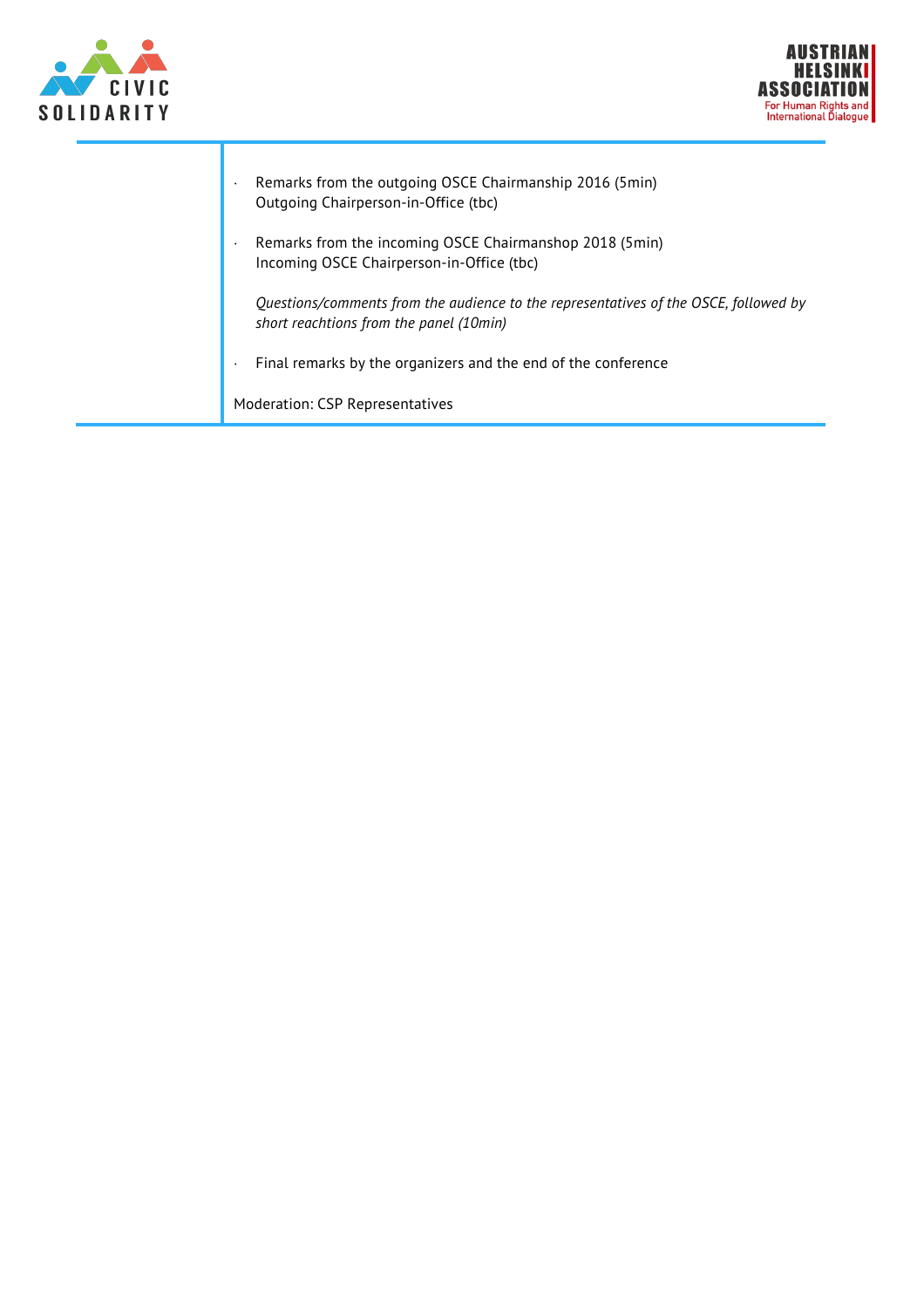| | |
|---|---|
| | - Remarks from the outgoing OSCE Chairmanship 2016 (5min)<br>Outgoing Chairperson-in-Office (tbc)<br><br>- Remarks from the incoming OSCE Chairmanshop 2018 (5min)<br>Incoming OSCE Chairperson-in-Office (tbc)<br><br>*Questions/comments from the audience to the representatives of the OSCE, followed by short reachtions from the panel (10min)*<br><br>- Final remarks by the organizers and the end of the conference<br><br>Moderation: CSP Representatives |